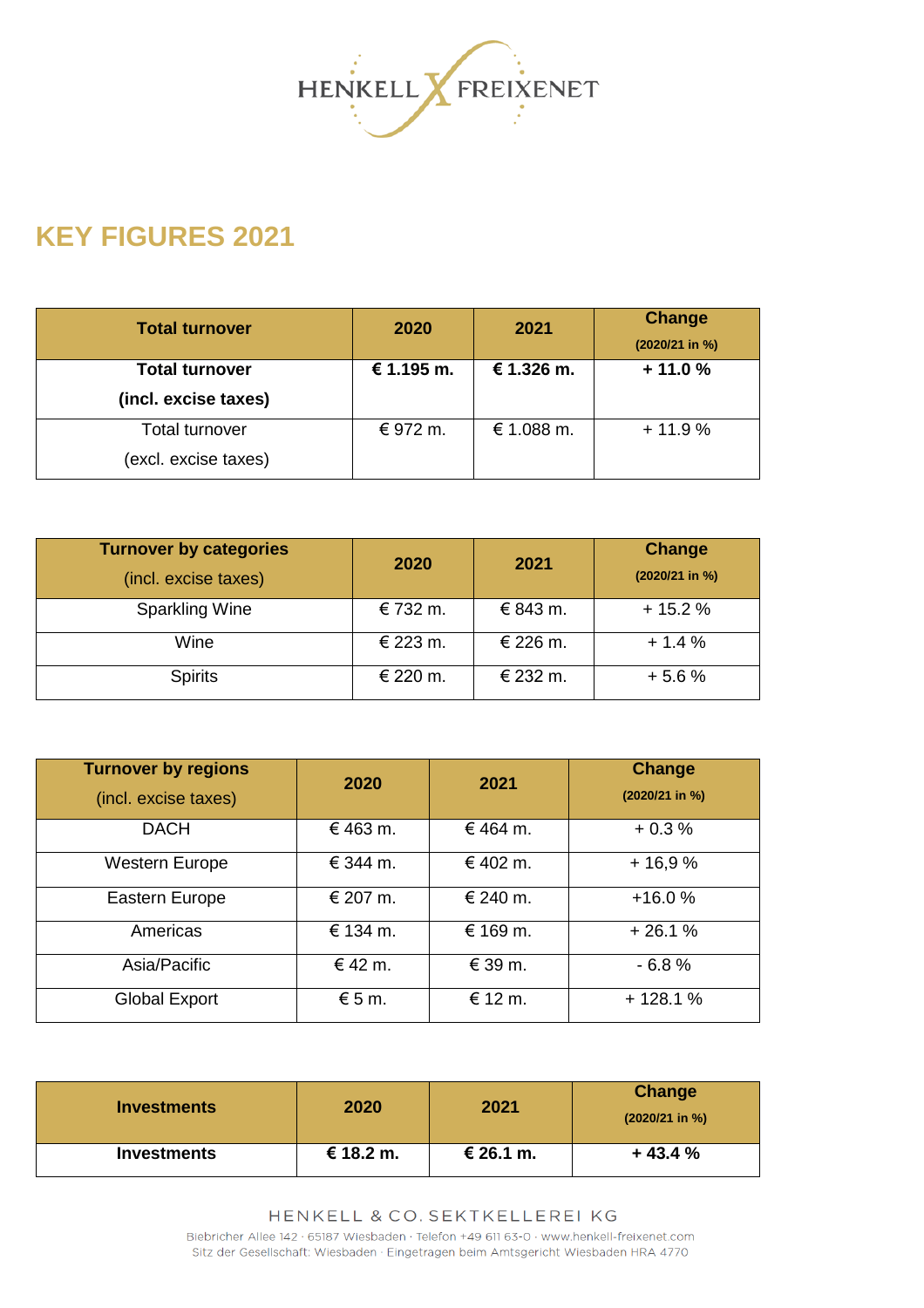HENKELL FREIXENET

# KEY FIGURES 2021

| Total turnover | 2020 | 2021 | Change (2020/21 in %) |
|---|---|---|---|
| **Total turnover (incl. excise taxes)** | **€ 1.195 m.** | **€ 1.326 m.** | **+ 11.0 %** |
| Total turnover (excl. excise taxes) | € 972 m. | € 1.088 m. | + 11.9 % |

| Turnover by categories (incl. excise taxes) | 2020 | 2021 | Change (2020/21 in %) |
|---|---|---|---|
| Sparkling Wine | € 732 m. | € 843 m. | + 15.2 % |
| Wine | € 223 m. | € 226 m. | + 1.4 % |
| Spirits | € 220 m. | € 232 m. | + 5.6 % |

| Turnover by regions (incl. excise taxes) | 2020 | 2021 | Change (2020/21 in %) |
|---|---|---|---|
| DACH | € 463 m. | € 464 m. | + 0.3 % |
| Western Europe | € 344 m. | € 402 m. | + 16,9 % |
| Eastern Europe | € 207 m. | € 240 m. | +16.0 % |
| Americas | € 134 m. | € 169 m. | + 26.1 % |
| Asia/Pacific | € 42 m. | € 39 m. | - 6.8 % |
| Global Export | € 5 m. | € 12 m. | + 128.1 % |

| Investments | 2020 | 2021 | Change (2020/21 in %) |
|---|---|---|---|
| **Investments** | **€ 18.2 m.** | **€ 26.1 m.** | **+ 43.4 %** |

HENKELL & CO. SEKTKELLEREI KG

Biebricher Allee 142 · 65187 Wiesbaden · Telefon +49 611 63-0 · www.henkell-freixenet.com
Sitz der Gesellschaft: Wiesbaden · Eingetragen beim Amtsgericht Wiesbaden HRA 4770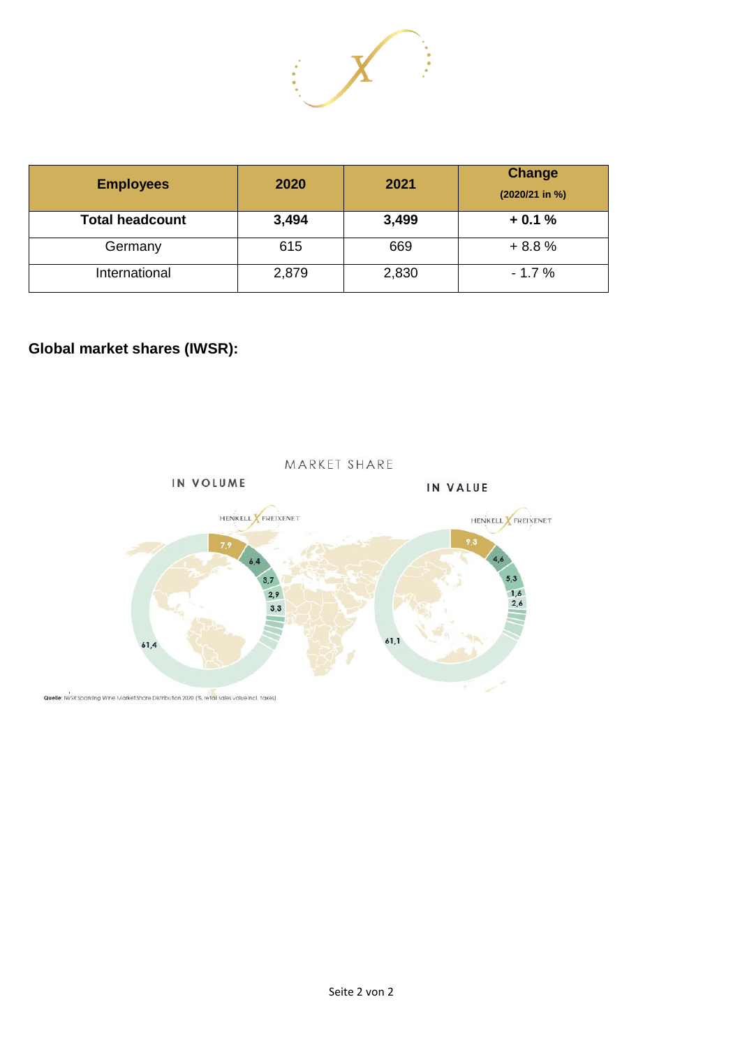| Employees | 2020 | 2021 | Change (2020/21 in %) |
|---|---|---|---|
| **Total headcount** | **3,494** | **3,499** | **+ 0.1 %** |
| Germany | 615 | 669 | + 8.8 % |
| International | 2,879 | 2,830 | - 1.7 % |

**Global market shares (IWSR):**

MARKET SHARE

IN VOLUME

HENKELL FREIXENET

7,9
6,4
5,7
2,9
3,3
61,4

IN VALUE

HENKELL FREIXENET

9,3
4,6
5,3
1,6
2,6
61,1

Quelle: IWSR Sparkling Wine Market Share Distribution 2020 (%, retail sales value incl. taxes)